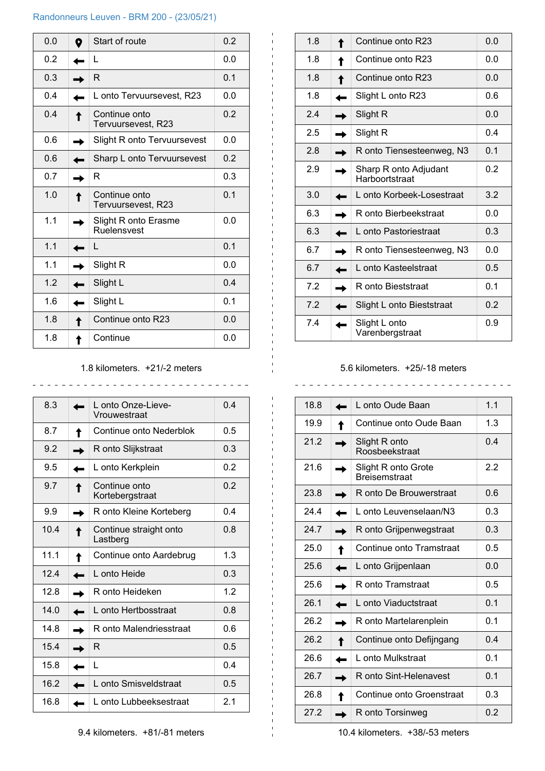Randonneurs Leuven - BRM 200 - (23/05/21)

| Km | Dir | Instruction | Next |
|---|---|---|---|
| 0.0 | Start | Start of route | 0.2 |
| 0.2 | ← | L | 0.0 |
| 0.3 | → | R | 0.1 |
| 0.4 | ← | L onto Tervuursevest, R23 | 0.0 |
| 0.4 | ↑ | Continue onto Tervuursevest, R23 | 0.2 |
| 0.6 | → | Slight R onto Tervuursevest | 0.0 |
| 0.6 | ← | Sharp L onto Tervuursevest | 0.2 |
| 0.7 | → | R | 0.3 |
| 1.0 | ↑ | Continue onto Tervuursevest, R23 | 0.1 |
| 1.1 | → | Slight R onto Erasme Ruelensvest | 0.0 |
| 1.1 | ← | L | 0.1 |
| 1.1 | → | Slight R | 0.0 |
| 1.2 | ← | Slight L | 0.4 |
| 1.6 | ← | Slight L | 0.1 |
| 1.8 | ↑ | Continue onto R23 | 0.0 |
| 1.8 | ↑ | Continue | 0.0 |

1.8 kilometers. +21/-2 meters

| Km | Dir | Instruction | Next |
|---|---|---|---|
| 1.8 | ↑ | Continue onto R23 | 0.0 |
| 1.8 | ↑ | Continue onto R23 | 0.0 |
| 1.8 | ↑ | Continue onto R23 | 0.0 |
| 1.8 | ← | Slight L onto R23 | 0.6 |
| 2.4 | → | Slight R | 0.0 |
| 2.5 | → | Slight R | 0.4 |
| 2.8 | → | R onto Tiensesteenweg, N3 | 0.1 |
| 2.9 | → | Sharp R onto Adjudant Harboortstraat | 0.2 |
| 3.0 | ← | L onto Korbeek-Losestraat | 3.2 |
| 6.3 | → | R onto Bierbeekstraat | 0.0 |
| 6.3 | ← | L onto Pastoriestraat | 0.3 |
| 6.7 | → | R onto Tiensesteenweg, N3 | 0.0 |
| 6.7 | ← | L onto Kasteelstraat | 0.5 |
| 7.2 | → | R onto Bieststraat | 0.1 |
| 7.2 | ← | Slight L onto Bieststraat | 0.2 |
| 7.4 | ← | Slight L onto Varenbergstraat | 0.9 |

5.6 kilometers. +25/-18 meters

| Km | Dir | Instruction | Next |
|---|---|---|---|
| 8.3 | ← | L onto Onze-Lieve-Vrouwestraat | 0.4 |
| 8.7 | ↑ | Continue onto Nederblok | 0.5 |
| 9.2 | → | R onto Slijkstraat | 0.3 |
| 9.5 | ← | L onto Kerkplein | 0.2 |
| 9.7 | ↑ | Continue onto Kortebergstraat | 0.2 |
| 9.9 | → | R onto Kleine Korteberg | 0.4 |
| 10.4 | ↑ | Continue straight onto Lastberg | 0.8 |
| 11.1 | ↑ | Continue onto Aardebrug | 1.3 |
| 12.4 | ← | L onto Heide | 0.3 |
| 12.8 | → | R onto Heideken | 1.2 |
| 14.0 | ← | L onto Hertbosstraat | 0.8 |
| 14.8 | → | R onto Malendriesstraat | 0.6 |
| 15.4 | → | R | 0.5 |
| 15.8 | ← | L | 0.4 |
| 16.2 | ← | L onto Smisveldstraat | 0.5 |
| 16.8 | ← | L onto Lubbeeksestraat | 2.1 |

9.4 kilometers. +81/-81 meters

| Km | Dir | Instruction | Next |
|---|---|---|---|
| 18.8 | ← | L onto Oude Baan | 1.1 |
| 19.9 | ↑ | Continue onto Oude Baan | 1.3 |
| 21.2 | → | Slight R onto Roosbeekstraat | 0.4 |
| 21.6 | → | Slight R onto Grote Breisemstraat | 2.2 |
| 23.8 | → | R onto De Brouwerstraat | 0.6 |
| 24.4 | ← | L onto Leuvenselaan/N3 | 0.3 |
| 24.7 | → | R onto Grijpenwegstraat | 0.3 |
| 25.0 | ↑ | Continue onto Tramstraat | 0.5 |
| 25.6 | ← | L onto Grijpenlaan | 0.0 |
| 25.6 | → | R onto Tramstraat | 0.5 |
| 26.1 | ← | L onto Viaductstraat | 0.1 |
| 26.2 | → | R onto Martelarenplein | 0.1 |
| 26.2 | ↑ | Continue onto Defijngang | 0.4 |
| 26.6 | ← | L onto Mulkstraat | 0.1 |
| 26.7 | → | R onto Sint-Helenavest | 0.1 |
| 26.8 | ↑ | Continue onto Groenstraat | 0.3 |
| 27.2 | → | R onto Torsinweg | 0.2 |

10.4 kilometers. +38/-53 meters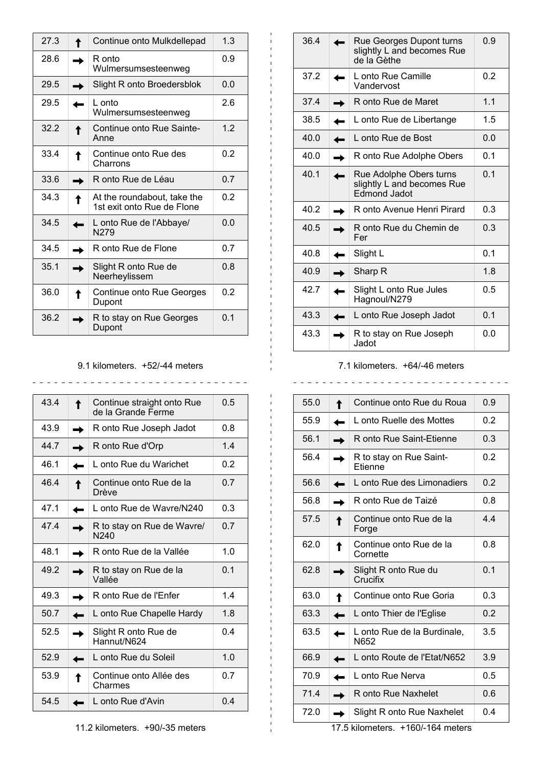| 27.3 | ↑ | Continue onto Mulkdellepad | 1.3 |
|---|---|---|---|
| 28.6 | → | R onto Wulmersumsesteenweg | 0.9 |
| 29.5 | → | Slight R onto Broedersblok | 0.0 |
| 29.5 | ← | L onto Wulmersumsesteenweg | 2.6 |
| 32.2 | ↑ | Continue onto Rue Sainte-Anne | 1.2 |
| 33.4 | ↑ | Continue onto Rue des Charrons | 0.2 |
| 33.6 | → | R onto Rue de Léau | 0.7 |
| 34.3 | ↑ | At the roundabout, take the 1st exit onto Rue de Flone | 0.2 |
| 34.5 | ← | L onto Rue de l'Abbaye/ N279 | 0.0 |
| 34.5 | → | R onto Rue de Flone | 0.7 |
| 35.1 | → | Slight R onto Rue de Neerheylissem | 0.8 |
| 36.0 | ↑ | Continue onto Rue Georges Dupont | 0.2 |
| 36.2 | → | R to stay on Rue Georges Dupont | 0.1 |

9.1 kilometers. +52/-44 meters

| 36.4 | ← | Rue Georges Dupont turns slightly L and becomes Rue de la Gèthe | 0.9 |
|---|---|---|---|
| 37.2 | ← | L onto Rue Camille Vandervost | 0.2 |
| 37.4 | → | R onto Rue de Maret | 1.1 |
| 38.5 | ← | L onto Rue de Libertange | 1.5 |
| 40.0 | ← | L onto Rue de Bost | 0.0 |
| 40.0 | → | R onto Rue Adolphe Obers | 0.1 |
| 40.1 | ← | Rue Adolphe Obers turns slightly L and becomes Rue Edmond Jadot | 0.1 |
| 40.2 | → | R onto Avenue Henri Pirard | 0.3 |
| 40.5 | → | R onto Rue du Chemin de Fer | 0.3 |
| 40.8 | ← | Slight L | 0.1 |
| 40.9 | → | Sharp R | 1.8 |
| 42.7 | ← | Slight L onto Rue Jules Hagnoul/N279 | 0.5 |
| 43.3 | ← | L onto Rue Joseph Jadot | 0.1 |
| 43.3 | → | R to stay on Rue Joseph Jadot | 0.0 |

7.1 kilometers. +64/-46 meters

| 43.4 | ↑ | Continue straight onto Rue de la Grande Ferme | 0.5 |
|---|---|---|---|
| 43.9 | → | R onto Rue Joseph Jadot | 0.8 |
| 44.7 | → | R onto Rue d'Orp | 1.4 |
| 46.1 | ← | L onto Rue du Warichet | 0.2 |
| 46.4 | ↑ | Continue onto Rue de la Drève | 0.7 |
| 47.1 | ← | L onto Rue de Wavre/N240 | 0.3 |
| 47.4 | → | R to stay on Rue de Wavre/ N240 | 0.7 |
| 48.1 | → | R onto Rue de la Vallée | 1.0 |
| 49.2 | → | R to stay on Rue de la Vallée | 0.1 |
| 49.3 | → | R onto Rue de l'Enfer | 1.4 |
| 50.7 | ← | L onto Rue Chapelle Hardy | 1.8 |
| 52.5 | → | Slight R onto Rue de Hannut/N624 | 0.4 |
| 52.9 | ← | L onto Rue du Soleil | 1.0 |
| 53.9 | ↑ | Continue onto Allée des Charmes | 0.7 |
| 54.5 | ← | L onto Rue d'Avin | 0.4 |

11.2 kilometers. +90/-35 meters

| 55.0 | ↑ | Continue onto Rue du Roua | 0.9 |
|---|---|---|---|
| 55.9 | ← | L onto Ruelle des Mottes | 0.2 |
| 56.1 | → | R onto Rue Saint-Etienne | 0.3 |
| 56.4 | → | R to stay on Rue Saint-Etienne | 0.2 |
| 56.6 | ← | L onto Rue des Limonadiers | 0.2 |
| 56.8 | → | R onto Rue de Taizé | 0.8 |
| 57.5 | ↑ | Continue onto Rue de la Forge | 4.4 |
| 62.0 | ↑ | Continue onto Rue de la Cornette | 0.8 |
| 62.8 | → | Slight R onto Rue du Crucifix | 0.1 |
| 63.0 | ↑ | Continue onto Rue Goria | 0.3 |
| 63.3 | ← | L onto Thier de l'Eglise | 0.2 |
| 63.5 | ← | L onto Rue de la Burdinale, N652 | 3.5 |
| 66.9 | ← | L onto Route de l'Etat/N652 | 3.9 |
| 70.9 | ← | L onto Rue Nerva | 0.5 |
| 71.4 | → | R onto Rue Naxhelet | 0.6 |
| 72.0 | → | Slight R onto Rue Naxhelet | 0.4 |

17.5 kilometers. +160/-164 meters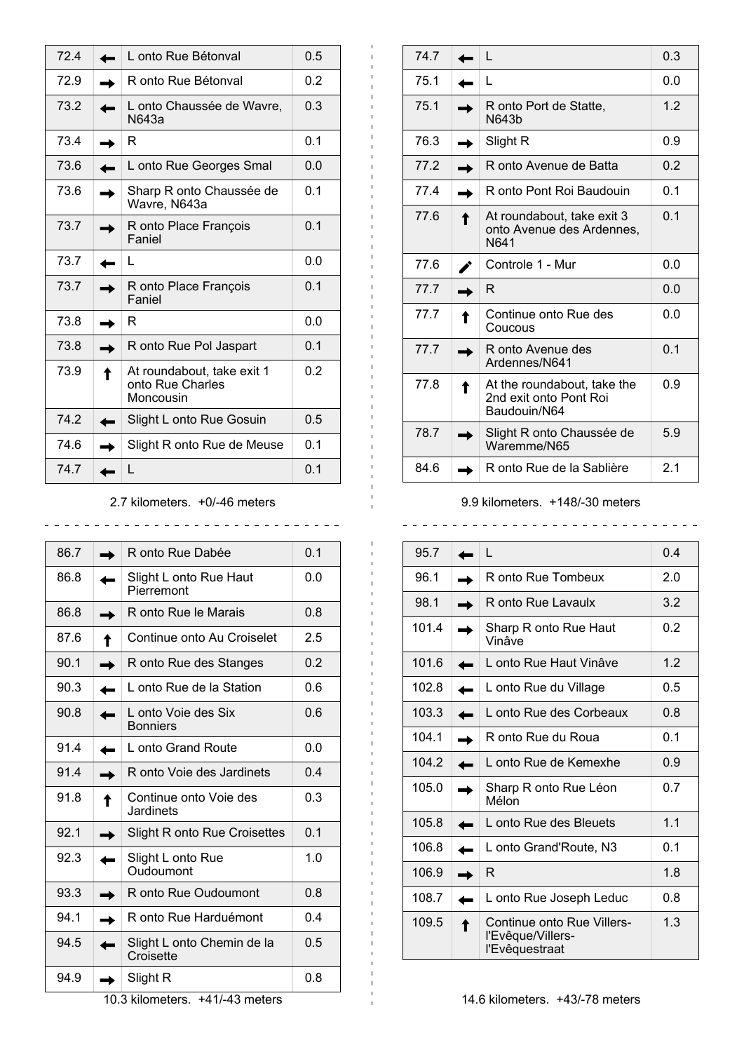| 72.4 | ← | L onto Rue Bétonval | 0.5 |
|---|---|---|---|
| 72.9 | → | R onto Rue Bétonval | 0.2 |
| 73.2 | ← | L onto Chaussée de Wavre, N643a | 0.3 |
| 73.4 | → | R | 0.1 |
| 73.6 | ← | L onto Rue Georges Smal | 0.0 |
| 73.6 | → | Sharp R onto Chaussée de Wavre, N643a | 0.1 |
| 73.7 | → | R onto Place François Faniel | 0.1 |
| 73.7 | ← | L | 0.0 |
| 73.7 | → | R onto Place François Faniel | 0.1 |
| 73.8 | → | R | 0.0 |
| 73.8 | → | R onto Rue Pol Jaspart | 0.1 |
| 73.9 | ↑ | At roundabout, take exit 1 onto Rue Charles Moncousin | 0.2 |
| 74.2 | ← | Slight L onto Rue Gosuin | 0.5 |
| 74.6 | → | Slight R onto Rue de Meuse | 0.1 |
| 74.7 | ← | L | 0.1 |

2.7 kilometers. +0/-46 meters

| 74.7 | ← | L | 0.3 |
|---|---|---|---|
| 75.1 | ← | L | 0.0 |
| 75.1 | → | R onto Port de Statte, N643b | 1.2 |
| 76.3 | → | Slight R | 0.9 |
| 77.2 | → | R onto Avenue de Batta | 0.2 |
| 77.4 | → | R onto Pont Roi Baudouin | 0.1 |
| 77.6 | ↑ | At roundabout, take exit 3 onto Avenue des Ardennes, N641 | 0.1 |
| 77.6 | ✎ | Controle 1 - Mur | 0.0 |
| 77.7 | → | R | 0.0 |
| 77.7 | ↑ | Continue onto Rue des Coucous | 0.0 |
| 77.7 | → | R onto Avenue des Ardennes/N641 | 0.1 |
| 77.8 | ↑ | At the roundabout, take the 2nd exit onto Pont Roi Baudouin/N64 | 0.9 |
| 78.7 | → | Slight R onto Chaussée de Waremme/N65 | 5.9 |
| 84.6 | → | R onto Rue de la Sablière | 2.1 |

9.9 kilometers. +148/-30 meters

| 86.7 | → | R onto Rue Dabée | 0.1 |
|---|---|---|---|
| 86.8 | ← | Slight L onto Rue Haut Pierremont | 0.0 |
| 86.8 | → | R onto Rue le Marais | 0.8 |
| 87.6 | ↑ | Continue onto Au Croiselet | 2.5 |
| 90.1 | → | R onto Rue des Stanges | 0.2 |
| 90.3 | ← | L onto Rue de la Station | 0.6 |
| 90.8 | ← | L onto Voie des Six Bonniers | 0.6 |
| 91.4 | ← | L onto Grand Route | 0.0 |
| 91.4 | → | R onto Voie des Jardinets | 0.4 |
| 91.8 | ↑ | Continue onto Voie des Jardinets | 0.3 |
| 92.1 | → | Slight R onto Rue Croisettes | 0.1 |
| 92.3 | ← | Slight L onto Rue Oudoumont | 1.0 |
| 93.3 | → | R onto Rue Oudoumont | 0.8 |
| 94.1 | → | R onto Rue Harduémont | 0.4 |
| 94.5 | ← | Slight L onto Chemin de la Croisette | 0.5 |
| 94.9 | → | Slight R | 0.8 |

10.3 kilometers. +41/-43 meters

| 95.7 | ← | L | 0.4 |
|---|---|---|---|
| 96.1 | → | R onto Rue Tombeux | 2.0 |
| 98.1 | → | R onto Rue Lavaulx | 3.2 |
| 101.4 | → | Sharp R onto Rue Haut Vinâve | 0.2 |
| 101.6 | ← | L onto Rue Haut Vinâve | 1.2 |
| 102.8 | ← | L onto Rue du Village | 0.5 |
| 103.3 | ← | L onto Rue des Corbeaux | 0.8 |
| 104.1 | → | R onto Rue du Roua | 0.1 |
| 104.2 | ← | L onto Rue de Kemexhe | 0.9 |
| 105.0 | → | Sharp R onto Rue Léon Mélon | 0.7 |
| 105.8 | ← | L onto Rue des Bleuets | 1.1 |
| 106.8 | ← | L onto Grand'Route, N3 | 0.1 |
| 106.9 | → | R | 1.8 |
| 108.7 | ← | L onto Rue Joseph Leduc | 0.8 |
| 109.5 | ↑ | Continue onto Rue Villers-l'Evêque/Villers-l'Evêquestraat | 1.3 |

14.6 kilometers. +43/-78 meters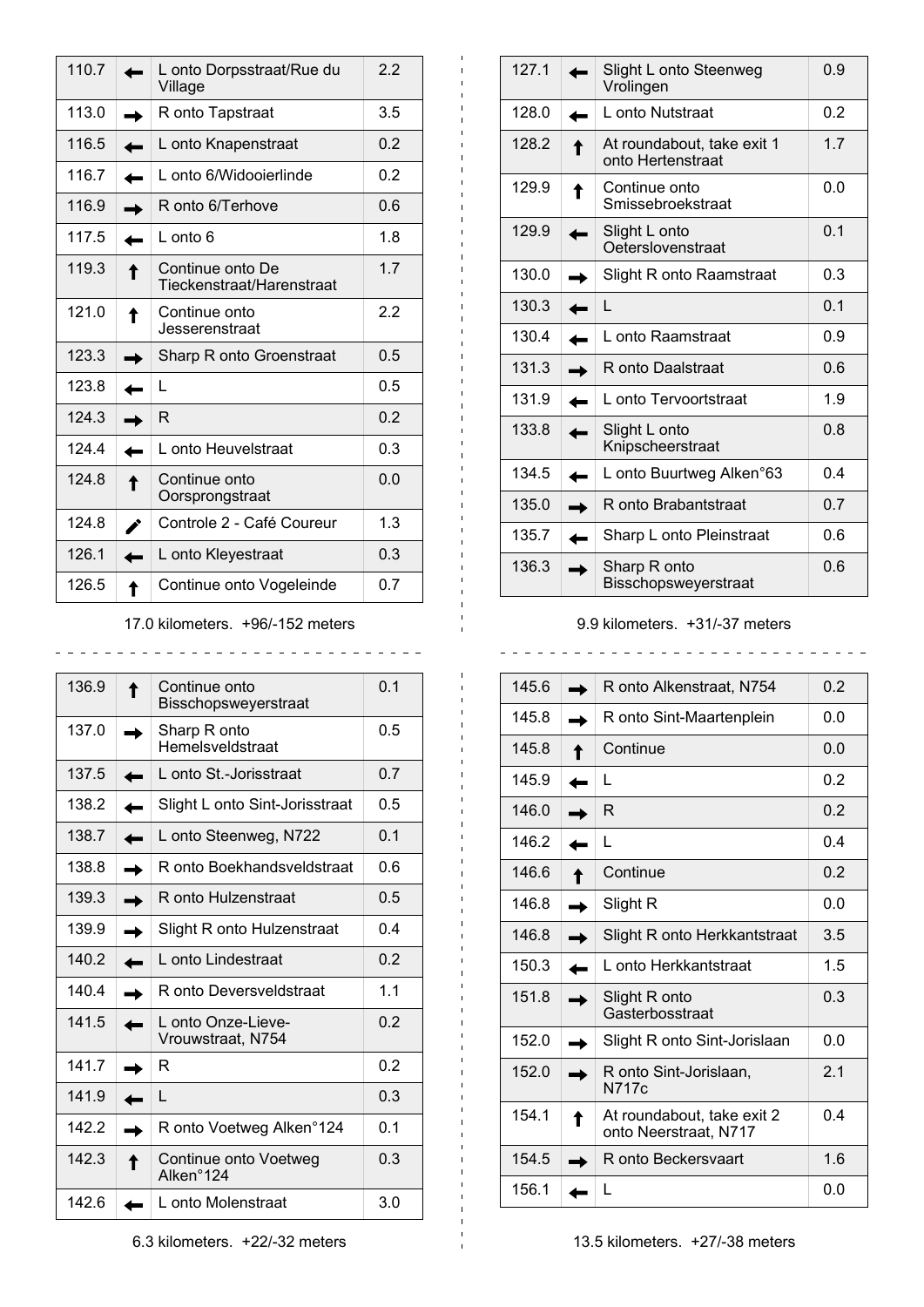| | | | |
|---|---|---|---|
| 110.7 | ← | L onto Dorpsstraat/Rue du Village | 2.2 |
| 113.0 | → | R onto Tapstraat | 3.5 |
| 116.5 | ← | L onto Knapenstraat | 0.2 |
| 116.7 | ← | L onto 6/Widooierlinde | 0.2 |
| 116.9 | → | R onto 6/Terhove | 0.6 |
| 117.5 | ← | L onto 6 | 1.8 |
| 119.3 | ↑ | Continue onto De Tieckenstraat/Harenstraat | 1.7 |
| 121.0 | ↑ | Continue onto Jesserenstraat | 2.2 |
| 123.3 | → | Sharp R onto Groenstraat | 0.5 |
| 123.8 | ← | L | 0.5 |
| 124.3 | → | R | 0.2 |
| 124.4 | ← | L onto Heuvelstraat | 0.3 |
| 124.8 | ↑ | Continue onto Oorsprongstraat | 0.0 |
| 124.8 | ✎ | Controle 2 - Café Coureur | 1.3 |
| 126.1 | ← | L onto Kleyestraat | 0.3 |
| 126.5 | ↑ | Continue onto Vogeleinde | 0.7 |

17.0 kilometers. +96/-152 meters

| | | | |
|---|---|---|---|
| 127.1 | ← | Slight L onto Steenweg Vrolingen | 0.9 |
| 128.0 | ← | L onto Nutstraat | 0.2 |
| 128.2 | ↑ | At roundabout, take exit 1 onto Hertenstraat | 1.7 |
| 129.9 | ↑ | Continue onto Smissebroekstraat | 0.0 |
| 129.9 | ← | Slight L onto Oeterslovenstraat | 0.1 |
| 130.0 | → | Slight R onto Raamstraat | 0.3 |
| 130.3 | ← | L | 0.1 |
| 130.4 | ← | L onto Raamstraat | 0.9 |
| 131.3 | → | R onto Daalstraat | 0.6 |
| 131.9 | ← | L onto Tervoortstraat | 1.9 |
| 133.8 | ← | Slight L onto Knipscheerstraat | 0.8 |
| 134.5 | ← | L onto Buurtweg Alken°63 | 0.4 |
| 135.0 | → | R onto Brabantstraat | 0.7 |
| 135.7 | ← | Sharp L onto Pleinstraat | 0.6 |
| 136.3 | → | Sharp R onto Bisschopsweyerstraat | 0.6 |

9.9 kilometers. +31/-37 meters

| | | | |
|---|---|---|---|
| 136.9 | ↑ | Continue onto Bisschopsweyerstraat | 0.1 |
| 137.0 | → | Sharp R onto Hemelsveldstraat | 0.5 |
| 137.5 | ← | L onto St.-Jorisstraat | 0.7 |
| 138.2 | ← | Slight L onto Sint-Jorisstraat | 0.5 |
| 138.7 | ← | L onto Steenweg, N722 | 0.1 |
| 138.8 | → | R onto Boekhandsveldstraat | 0.6 |
| 139.3 | → | R onto Hulzenstraat | 0.5 |
| 139.9 | → | Slight R onto Hulzenstraat | 0.4 |
| 140.2 | ← | L onto Lindestraat | 0.2 |
| 140.4 | → | R onto Deversveldstraat | 1.1 |
| 141.5 | ← | L onto Onze-Lieve-Vrouwstraat, N754 | 0.2 |
| 141.7 | → | R | 0.2 |
| 141.9 | ← | L | 0.3 |
| 142.2 | → | R onto Voetweg Alken°124 | 0.1 |
| 142.3 | ↑ | Continue onto Voetweg Alken°124 | 0.3 |
| 142.6 | ← | L onto Molenstraat | 3.0 |

6.3 kilometers. +22/-32 meters

| | | | |
|---|---|---|---|
| 145.6 | → | R onto Alkenstraat, N754 | 0.2 |
| 145.8 | → | R onto Sint-Maartenplein | 0.0 |
| 145.8 | ↑ | Continue | 0.0 |
| 145.9 | ← | L | 0.2 |
| 146.0 | → | R | 0.2 |
| 146.2 | ← | L | 0.4 |
| 146.6 | ↑ | Continue | 0.2 |
| 146.8 | → | Slight R | 0.0 |
| 146.8 | → | Slight R onto Herkkantstraat | 3.5 |
| 150.3 | ← | L onto Herkkantstraat | 1.5 |
| 151.8 | → | Slight R onto Gasterbosstraat | 0.3 |
| 152.0 | → | Slight R onto Sint-Jorislaan | 0.0 |
| 152.0 | → | R onto Sint-Jorislaan, N717c | 2.1 |
| 154.1 | ↑ | At roundabout, take exit 2 onto Neerstraat, N717 | 0.4 |
| 154.5 | → | R onto Beckersvaart | 1.6 |
| 156.1 | ← | L | 0.0 |

13.5 kilometers. +27/-38 meters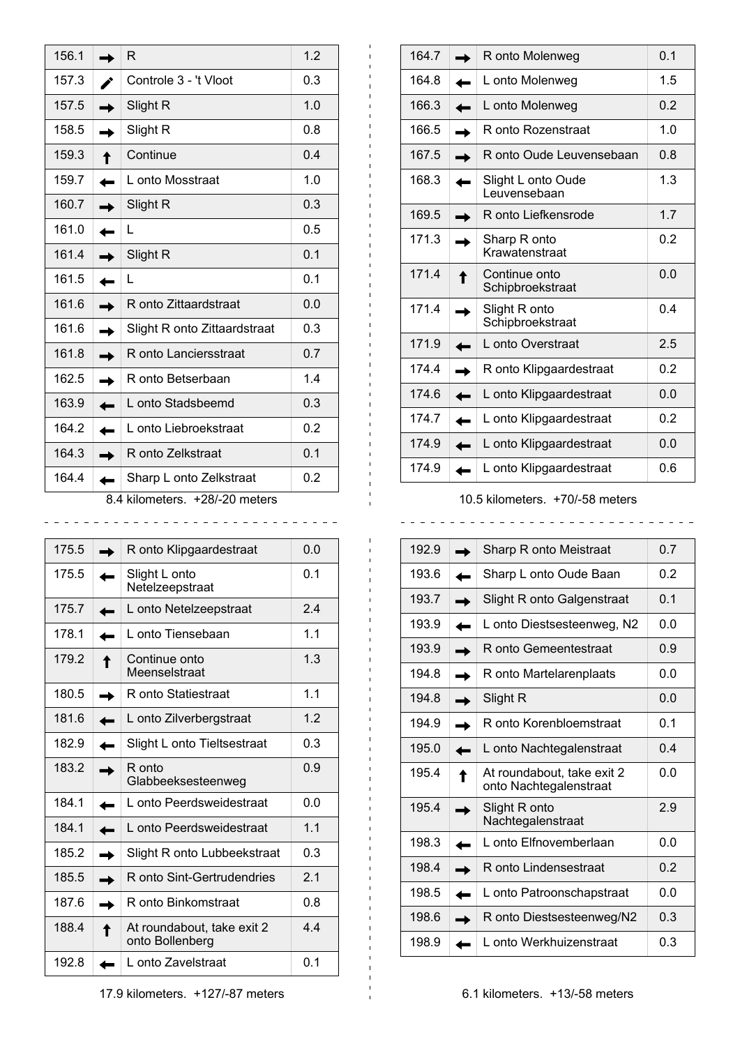| | | | |
|---|---|---|---|
| 156.1 | → | R | 1.2 |
| 157.3 | ✎ | Controle 3 - 't Vloot | 0.3 |
| 157.5 | → | Slight R | 1.0 |
| 158.5 | → | Slight R | 0.8 |
| 159.3 | ↑ | Continue | 0.4 |
| 159.7 | ← | L onto Mosstraat | 1.0 |
| 160.7 | → | Slight R | 0.3 |
| 161.0 | ← | L | 0.5 |
| 161.4 | → | Slight R | 0.1 |
| 161.5 | ← | L | 0.1 |
| 161.6 | → | R onto Zittaardstraat | 0.0 |
| 161.6 | → | Slight R onto Zittaardstraat | 0.3 |
| 161.8 | → | R onto Lanciersstraat | 0.7 |
| 162.5 | → | R onto Betserbaan | 1.4 |
| 163.9 | ← | L onto Stadsbeemd | 0.3 |
| 164.2 | ← | L onto Liebroekstraat | 0.2 |
| 164.3 | → | R onto Zelkstraat | 0.1 |
| 164.4 | ← | Sharp L onto Zelkstraat | 0.2 |

8.4 kilometers. +28/-20 meters

| | | | |
|---|---|---|---|
| 164.7 | → | R onto Molenweg | 0.1 |
| 164.8 | ← | L onto Molenweg | 1.5 |
| 166.3 | ← | L onto Molenweg | 0.2 |
| 166.5 | → | R onto Rozenstraat | 1.0 |
| 167.5 | → | R onto Oude Leuvensebaan | 0.8 |
| 168.3 | ← | Slight L onto Oude Leuvensebaan | 1.3 |
| 169.5 | → | R onto Liefkensrode | 1.7 |
| 171.3 | → | Sharp R onto Krawatenstraat | 0.2 |
| 171.4 | ↑ | Continue onto Schipbroekstraat | 0.0 |
| 171.4 | → | Slight R onto Schipbroekstraat | 0.4 |
| 171.9 | ← | L onto Overstraat | 2.5 |
| 174.4 | → | R onto Klipgaardestraat | 0.2 |
| 174.6 | ← | L onto Klipgaardestraat | 0.0 |
| 174.7 | ← | L onto Klipgaardestraat | 0.2 |
| 174.9 | ← | L onto Klipgaardestraat | 0.0 |
| 174.9 | ← | L onto Klipgaardestraat | 0.6 |

10.5 kilometers. +70/-58 meters

| | | | |
|---|---|---|---|
| 175.5 | → | R onto Klipgaardestraat | 0.0 |
| 175.5 | ← | Slight L onto Netelzeepstraat | 0.1 |
| 175.7 | ← | L onto Netelzeepstraat | 2.4 |
| 178.1 | ← | L onto Tiensebaan | 1.1 |
| 179.2 | ↑ | Continue onto Meenselstraat | 1.3 |
| 180.5 | → | R onto Statiestraat | 1.1 |
| 181.6 | ← | L onto Zilverbergstraat | 1.2 |
| 182.9 | ← | Slight L onto Tieltsestraat | 0.3 |
| 183.2 | → | R onto Glabbeeksesteenweg | 0.9 |
| 184.1 | ← | L onto Peerdsweidestraat | 0.0 |
| 184.1 | ← | L onto Peerdsweidestraat | 1.1 |
| 185.2 | → | Slight R onto Lubbeekstraat | 0.3 |
| 185.5 | → | R onto Sint-Gertrudendries | 2.1 |
| 187.6 | → | R onto Binkomstraat | 0.8 |
| 188.4 | ↑ | At roundabout, take exit 2 onto Bollenberg | 4.4 |
| 192.8 | ← | L onto Zavelstraat | 0.1 |

17.9 kilometers. +127/-87 meters

| | | | |
|---|---|---|---|
| 192.9 | → | Sharp R onto Meistraat | 0.7 |
| 193.6 | ← | Sharp L onto Oude Baan | 0.2 |
| 193.7 | → | Slight R onto Galgenstraat | 0.1 |
| 193.9 | ← | L onto Diestsesteenweg, N2 | 0.0 |
| 193.9 | → | R onto Gemeentestraat | 0.9 |
| 194.8 | → | R onto Martelarenplaats | 0.0 |
| 194.8 | → | Slight R | 0.0 |
| 194.9 | → | R onto Korenbloemstraat | 0.1 |
| 195.0 | ← | L onto Nachtegalenstraat | 0.4 |
| 195.4 | ↑ | At roundabout, take exit 2 onto Nachtegalenstraat | 0.0 |
| 195.4 | → | Slight R onto Nachtegalenstraat | 2.9 |
| 198.3 | ← | L onto Elfnovemberlaan | 0.0 |
| 198.4 | → | R onto Lindensestraat | 0.2 |
| 198.5 | ← | L onto Patroonschapstraat | 0.0 |
| 198.6 | → | R onto Diestsesteenweg/N2 | 0.3 |
| 198.9 | ← | L onto Werkhuizenstraat | 0.3 |

6.1 kilometers. +13/-58 meters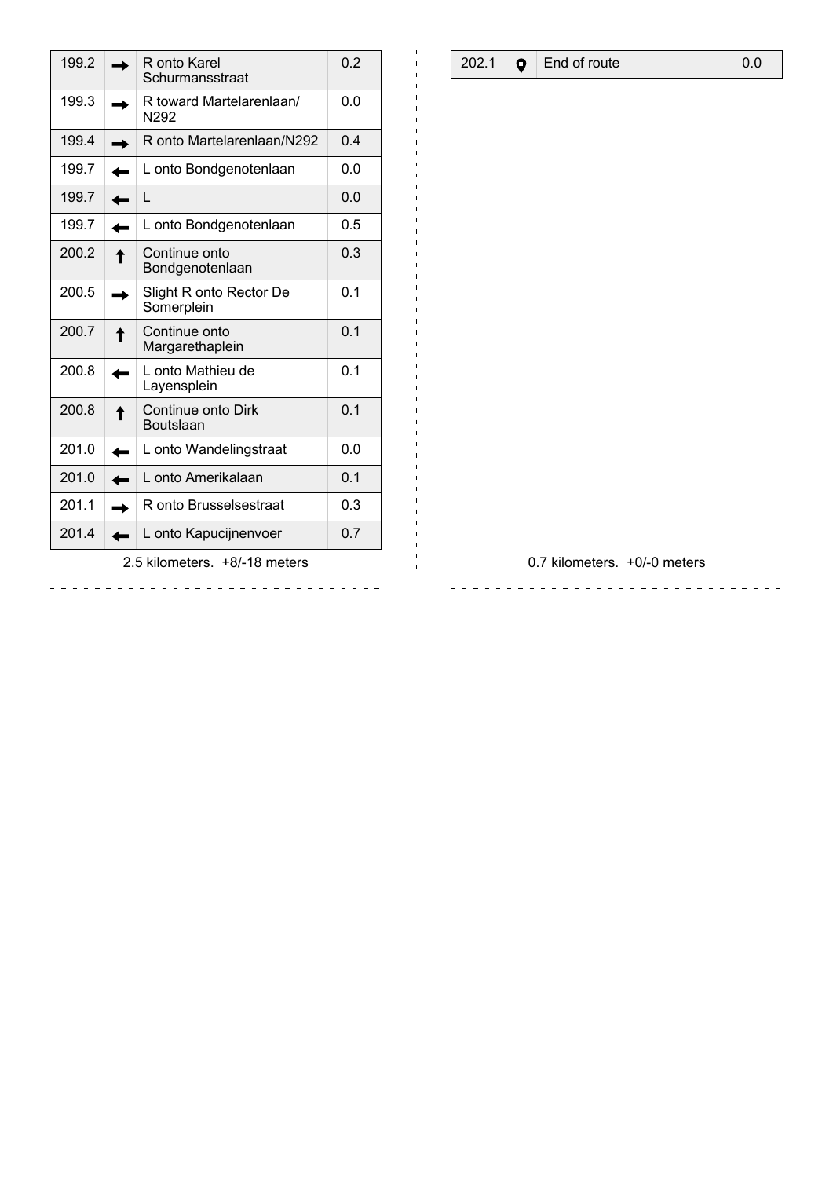| | | | |
|---|---|---|---|
| 199.2 | → | R onto Karel Schurmansstraat | 0.2 |
| 199.3 | → | R toward Martelarenlaan/ N292 | 0.0 |
| 199.4 | → | R onto Martelarenlaan/N292 | 0.4 |
| 199.7 | ← | L onto Bondgenotenlaan | 0.0 |
| 199.7 | ← | L | 0.0 |
| 199.7 | ← | L onto Bondgenotenlaan | 0.5 |
| 200.2 | ↑ | Continue onto Bondgenotenlaan | 0.3 |
| 200.5 | → | Slight R onto Rector De Somerplein | 0.1 |
| 200.7 | ↑ | Continue onto Margarethaplein | 0.1 |
| 200.8 | ← | L onto Mathieu de Layensplein | 0.1 |
| 200.8 | ↑ | Continue onto Dirk Boutslaan | 0.1 |
| 201.0 | ← | L onto Wandelingstraat | 0.0 |
| 201.0 | ← | L onto Amerikalaan | 0.1 |
| 201.1 | → | R onto Brusselsestraat | 0.3 |
| 201.4 | ← | L onto Kapucijnenvoer | 0.7 |

2.5 kilometers. +8/-18 meters

| | | | |
|---|---|---|---|
| 202.1 | | End of route | 0.0 |

0.7 kilometers. +0/-0 meters